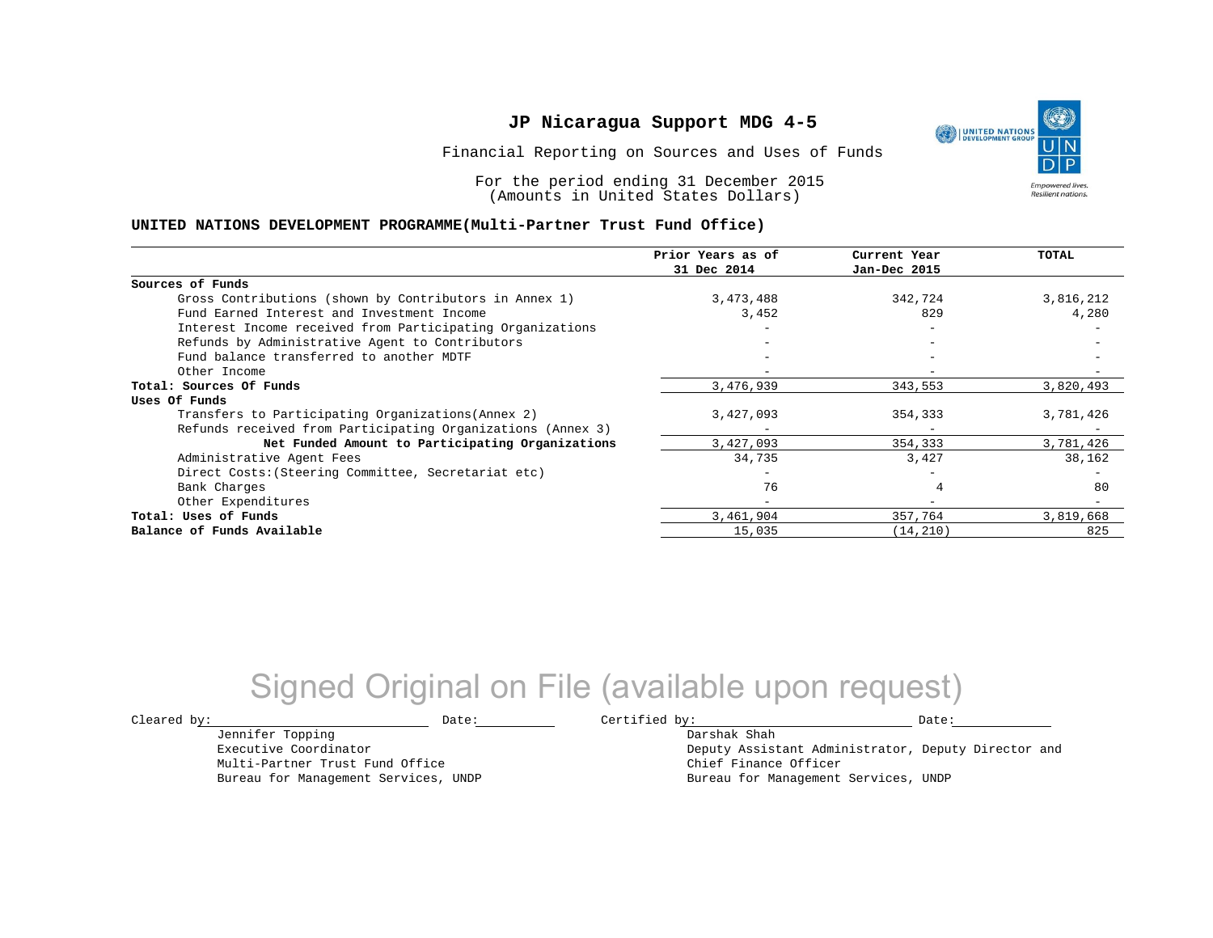# JP Nicaragua Support MDG 4-5

Financial Reporting on Sources and Uses of Funds

For the period ending 31 December 2015
(Amounts in United States Dollars)

**UNITED NATIONS DEVELOPMENT PROGRAMME(Multi-Partner Trust Fund Office)**

| | Prior Years as of 31 Dec 2014 | Current Year Jan-Dec 2015 | TOTAL |
|---|---|---|---|
| **Sources of Funds** | | | |
| Gross Contributions (shown by Contributors in Annex 1) | 3,473,488 | 342,724 | 3,816,212 |
| Fund Earned Interest and Investment Income | 3,452 | 829 | 4,280 |
| Interest Income received from Participating Organizations | - | - | - |
| Refunds by Administrative Agent to Contributors | - | - | - |
| Fund balance transferred to another MDTF | - | - | - |
| Other Income | - | - | - |
| **Total: Sources Of Funds** | 3,476,939 | 343,553 | 3,820,493 |
| **Uses Of Funds** | | | |
| Transfers to Participating Organizations(Annex 2) | 3,427,093 | 354,333 | 3,781,426 |
| Refunds received from Participating Organizations (Annex 3) | - | - | - |
| **Net Funded Amount to Participating Organizations** | 3,427,093 | 354,333 | 3,781,426 |
| Administrative Agent Fees | 34,735 | 3,427 | 38,162 |
| Direct Costs:(Steering Committee, Secretariat etc) | - | - | - |
| Bank Charges | 76 | 4 | 80 |
| Other Expenditures | - | - | - |
| **Total: Uses of Funds** | 3,461,904 | 357,764 | 3,819,668 |
| **Balance of Funds Available** | 15,035 | (14,210) | 825 |

Signed Original on File (available upon request)

Cleared by: ____________________ Date: __________

Jennifer Topping
Executive Coordinator
Multi-Partner Trust Fund Office
Bureau for Management Services, UNDP

Certified by: ____________________ Date: __________

Darshak Shah
Deputy Assistant Administrator, Deputy Director and
Chief Finance Officer
Bureau for Management Services, UNDP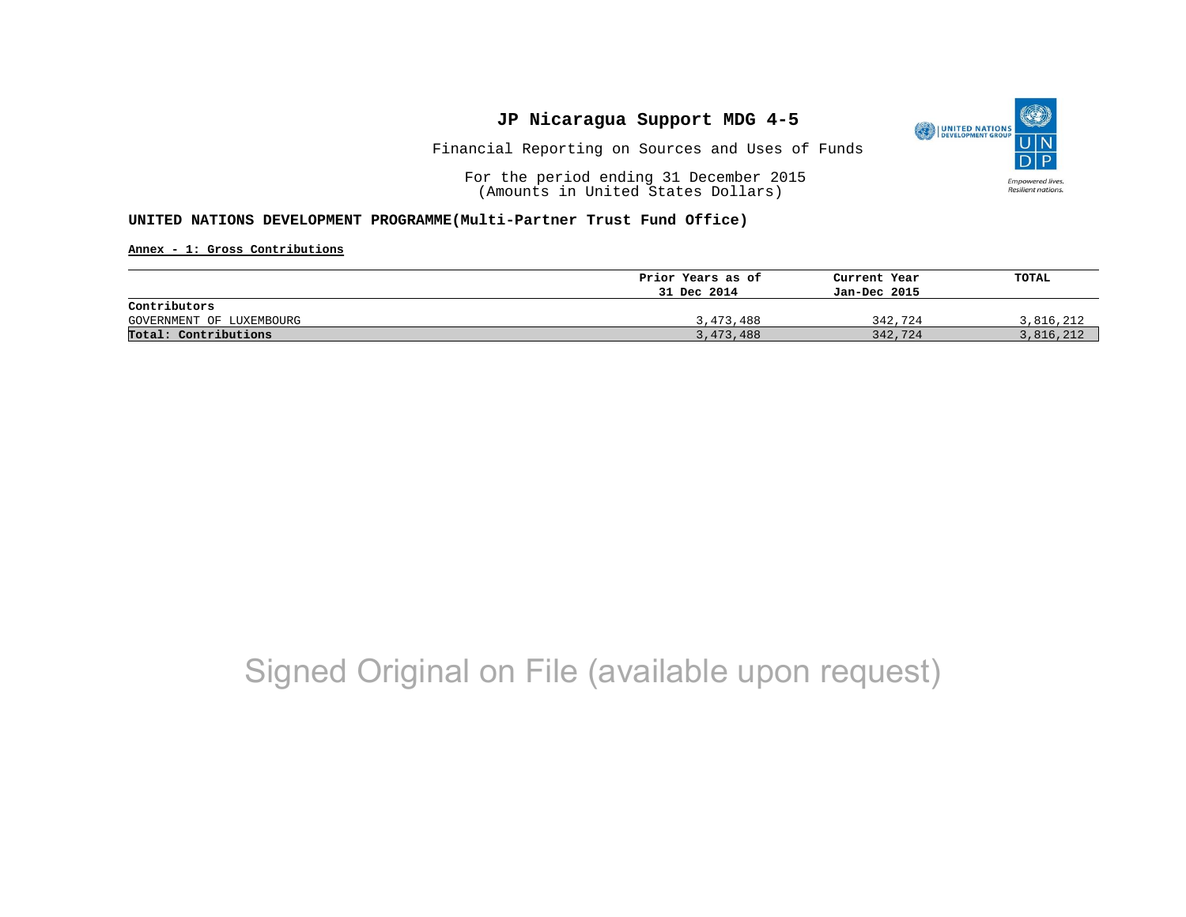# JP Nicaragua Support MDG 4-5

Financial Reporting on Sources and Uses of Funds

For the period ending 31 December 2015
(Amounts in United States Dollars)

**UNITED NATIONS DEVELOPMENT PROGRAMME(Multi-Partner Trust Fund Office)**

**Annex - 1: Gross Contributions**

| | Prior Years as of 31 Dec 2014 | Current Year Jan-Dec 2015 | TOTAL |
|---|---|---|---|
| **Contributors** | | | |
| GOVERNMENT OF LUXEMBOURG | 3,473,488 | 342,724 | 3,816,212 |
| **Total: Contributions** | 3,473,488 | 342,724 | 3,816,212 |

Signed Original on File (available upon request)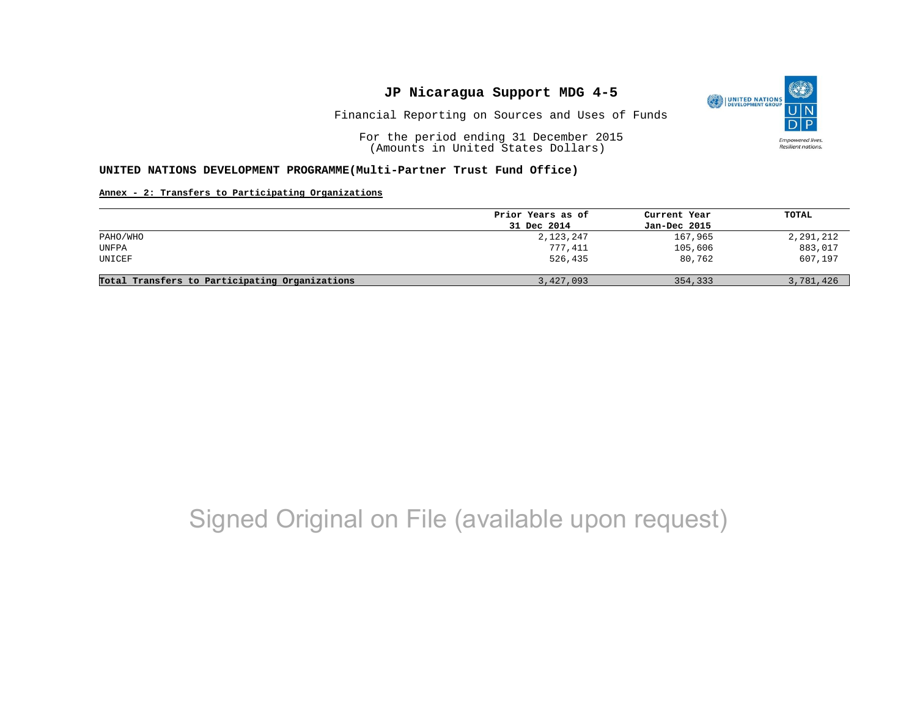# JP Nicaragua Support MDG 4-5

Financial Reporting on Sources and Uses of Funds

For the period ending 31 December 2015
(Amounts in United States Dollars)

**UNITED NATIONS DEVELOPMENT PROGRAMME(Multi-Partner Trust Fund Office)**

**Annex - 2: Transfers to Participating Organizations**

| | Prior Years as of 31 Dec 2014 | Current Year Jan-Dec 2015 | TOTAL |
|---|---|---|---|
| PAHO/WHO | 2,123,247 | 167,965 | 2,291,212 |
| UNFPA | 777,411 | 105,606 | 883,017 |
| UNICEF | 526,435 | 80,762 | 607,197 |
| **Total Transfers to Participating Organizations** | 3,427,093 | 354,333 | 3,781,426 |

Signed Original on File (available upon request)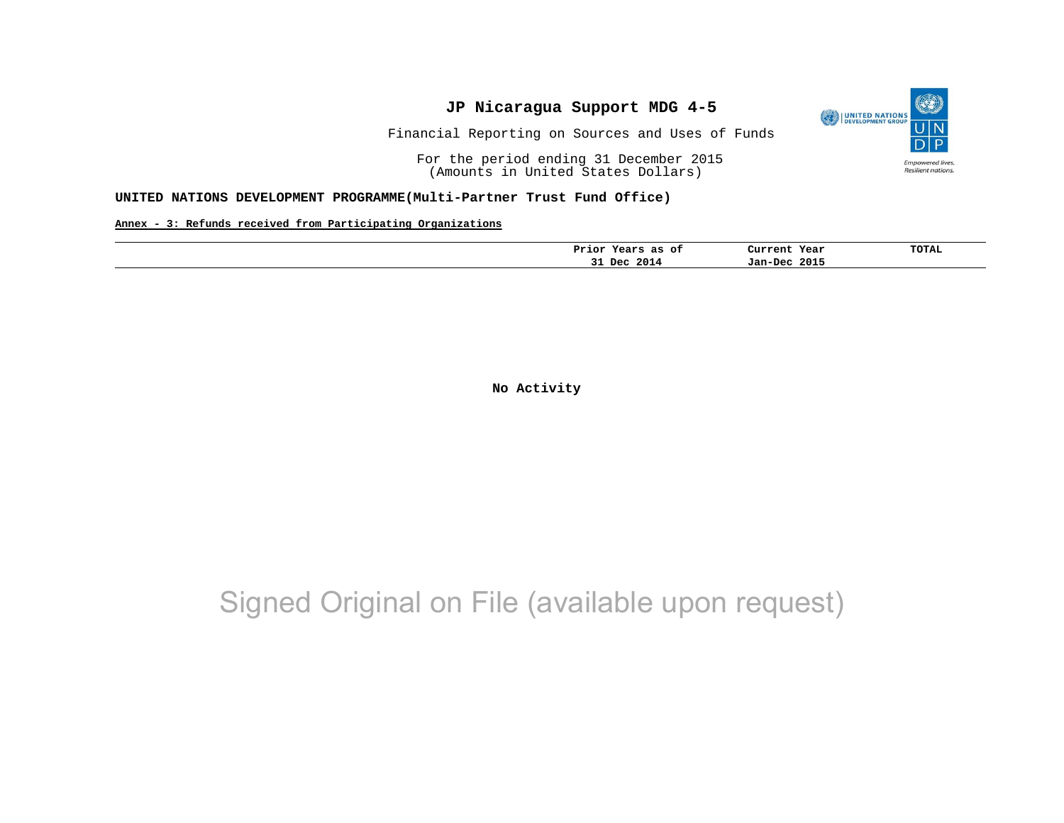# JP Nicaragua Support MDG 4-5

Financial Reporting on Sources and Uses of Funds

For the period ending 31 December 2015
(Amounts in United States Dollars)

**UNITED NATIONS DEVELOPMENT PROGRAMME(Multi-Partner Trust Fund Office)**

**Annex - 3: Refunds received from Participating Organizations**

| | Prior Years as of 31 Dec 2014 | Current Year Jan-Dec 2015 | TOTAL |
|---|---|---|---|

**No Activity**

Signed Original on File (available upon request)